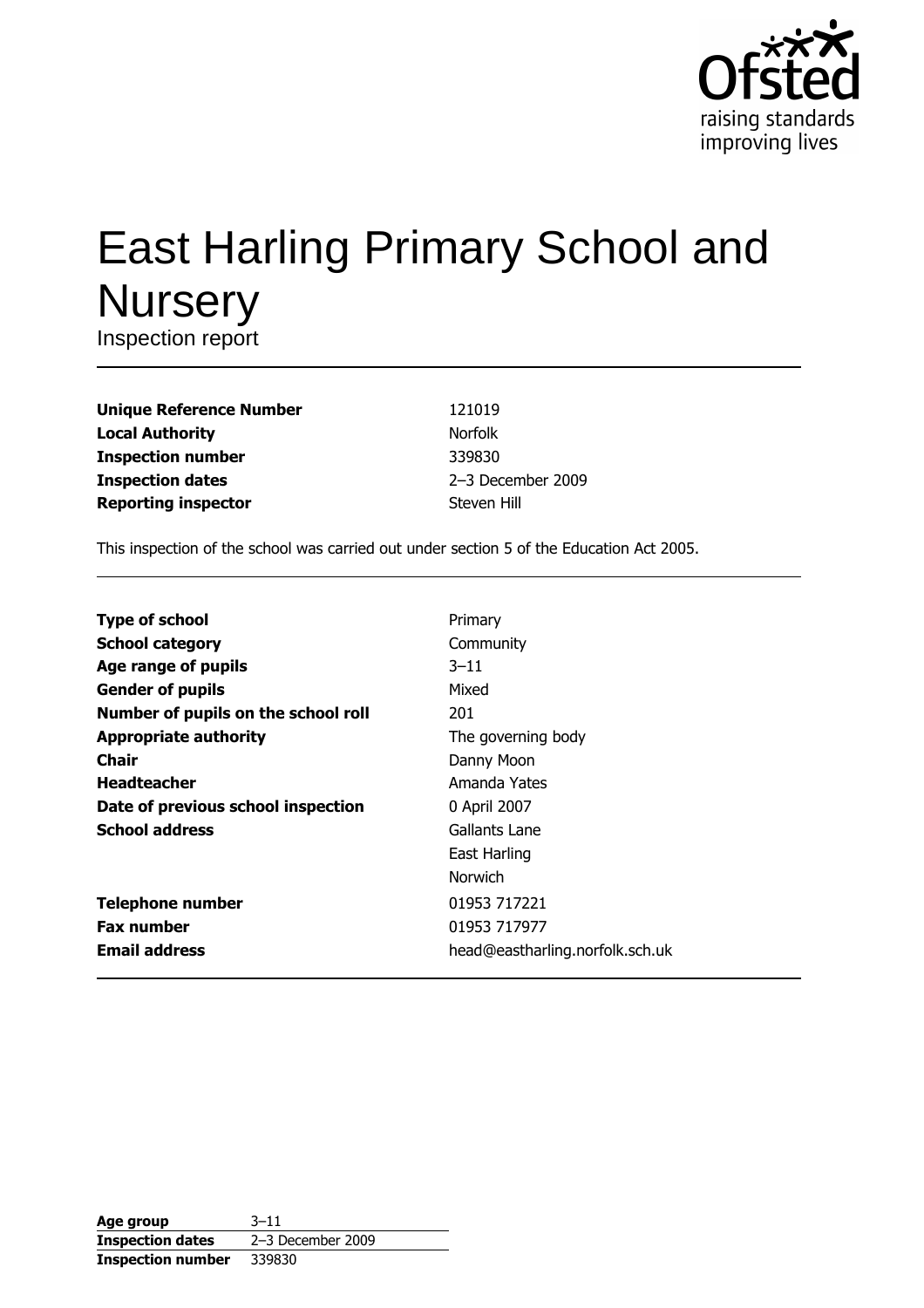# East Harling Primary School and Nursery

Inspection report

| | |
|---|---|
| **Unique Reference Number** | 121019 |
| **Local Authority** | Norfolk |
| **Inspection number** | 339830 |
| **Inspection dates** | 2–3 December 2009 |
| **Reporting inspector** | Steven Hill |

This inspection of the school was carried out under section 5 of the Education Act 2005.

| | |
|---|---|
| **Type of school** | Primary |
| **School category** | Community |
| **Age range of pupils** | 3–11 |
| **Gender of pupils** | Mixed |
| **Number of pupils on the school roll** | 201 |
| **Appropriate authority** | The governing body |
| **Chair** | Danny Moon |
| **Headteacher** | Amanda Yates |
| **Date of previous school inspection** | 0 April 2007 |
| **School address** | Gallants Lane<br>East Harling<br>Norwich |
| **Telephone number** | 01953 717221 |
| **Fax number** | 01953 717977 |
| **Email address** | head@eastharling.norfolk.sch.uk |

| | |
|---|---|
| **Age group** | 3–11 |
| **Inspection dates** | 2–3 December 2009 |
| **Inspection number** | 339830 |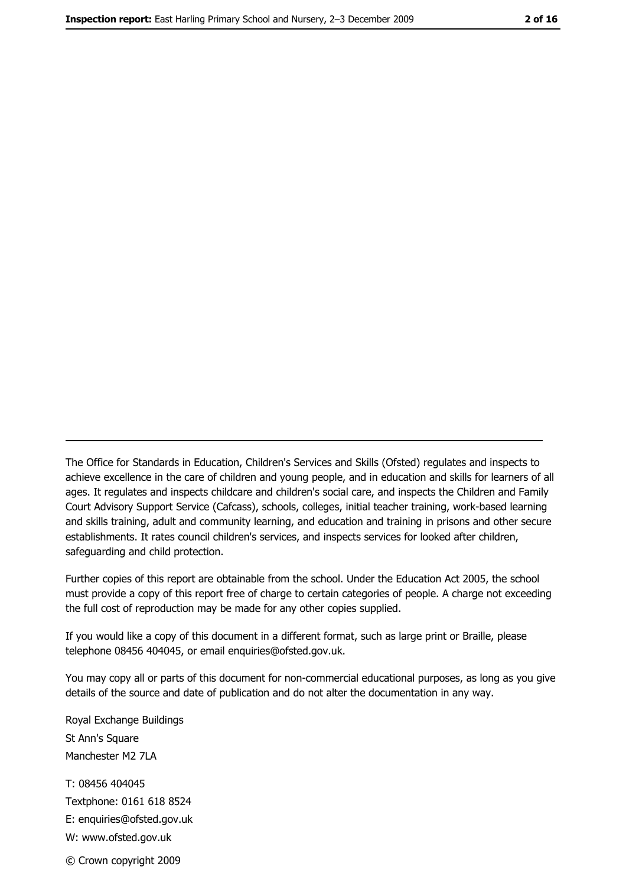The Office for Standards in Education, Children's Services and Skills (Ofsted) regulates and inspects to achieve excellence in the care of children and young people, and in education and skills for learners of all ages. It regulates and inspects childcare and children's social care, and inspects the Children and Family Court Advisory Support Service (Cafcass), schools, colleges, initial teacher training, work-based learning and skills training, adult and community learning, and education and training in prisons and other secure establishments. It rates council children's services, and inspects services for looked after children, safeguarding and child protection.

Further copies of this report are obtainable from the school. Under the Education Act 2005, the school must provide a copy of this report free of charge to certain categories of people. A charge not exceeding the full cost of reproduction may be made for any other copies supplied.

If you would like a copy of this document in a different format, such as large print or Braille, please telephone 08456 404045, or email enquiries@ofsted.gov.uk.

You may copy all or parts of this document for non-commercial educational purposes, as long as you give details of the source and date of publication and do not alter the documentation in any way.

Royal Exchange Buildings
St Ann's Square
Manchester M2 7LA

T: 08456 404045
Textphone: 0161 618 8524
E: enquiries@ofsted.gov.uk
W: www.ofsted.gov.uk

© Crown copyright 2009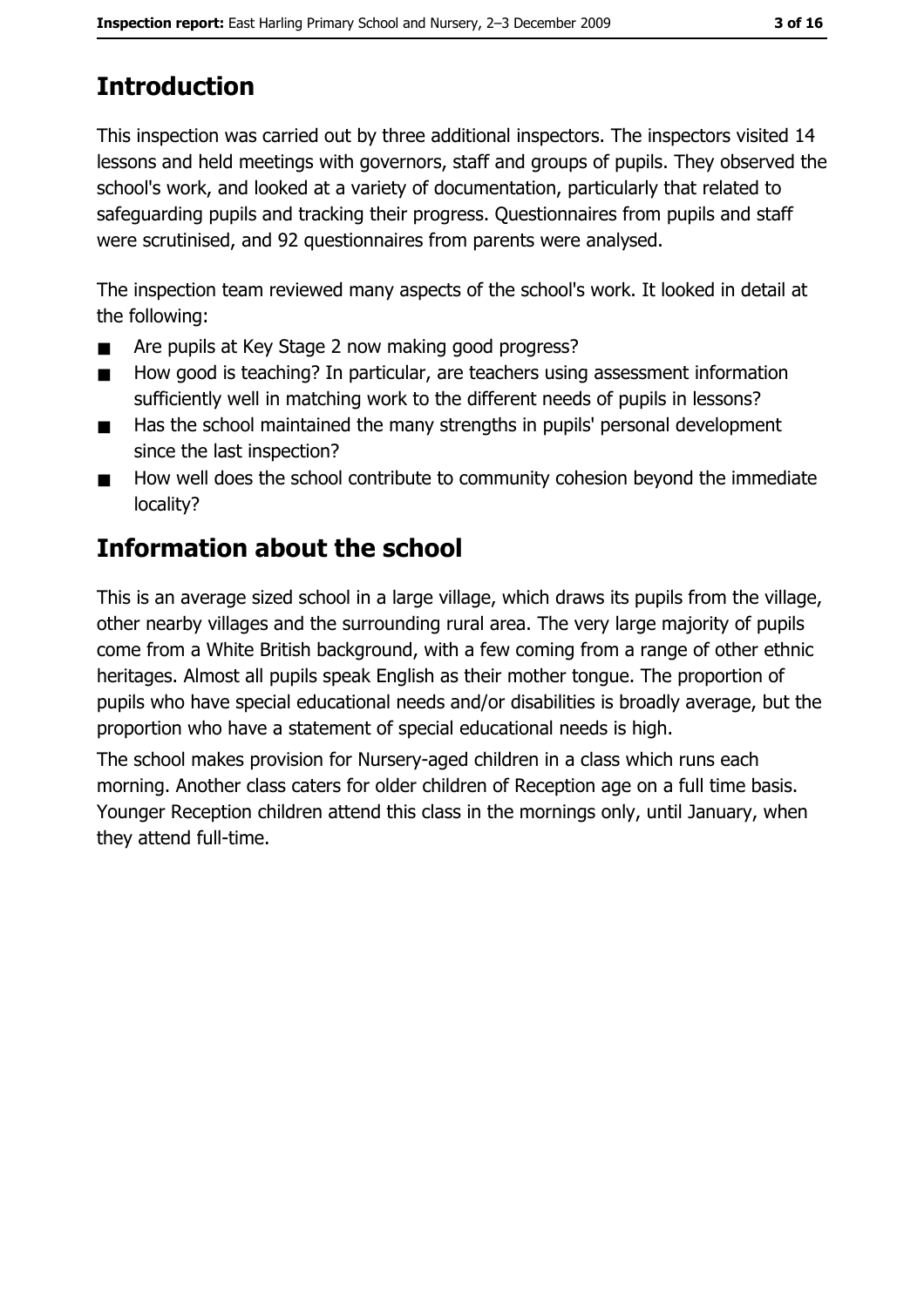## Introduction

This inspection was carried out by three additional inspectors. The inspectors visited 14 lessons and held meetings with governors, staff and groups of pupils. They observed the school's work, and looked at a variety of documentation, particularly that related to safeguarding pupils and tracking their progress. Questionnaires from pupils and staff were scrutinised, and 92 questionnaires from parents were analysed.

The inspection team reviewed many aspects of the school's work. It looked in detail at the following:

- Are pupils at Key Stage 2 now making good progress?
- How good is teaching? In particular, are teachers using assessment information sufficiently well in matching work to the different needs of pupils in lessons?
- Has the school maintained the many strengths in pupils' personal development since the last inspection?
- How well does the school contribute to community cohesion beyond the immediate locality?

## Information about the school

This is an average sized school in a large village, which draws its pupils from the village, other nearby villages and the surrounding rural area. The very large majority of pupils come from a White British background, with a few coming from a range of other ethnic heritages. Almost all pupils speak English as their mother tongue. The proportion of pupils who have special educational needs and/or disabilities is broadly average, but the proportion who have a statement of special educational needs is high.

The school makes provision for Nursery-aged children in a class which runs each morning. Another class caters for older children of Reception age on a full time basis. Younger Reception children attend this class in the mornings only, until January, when they attend full-time.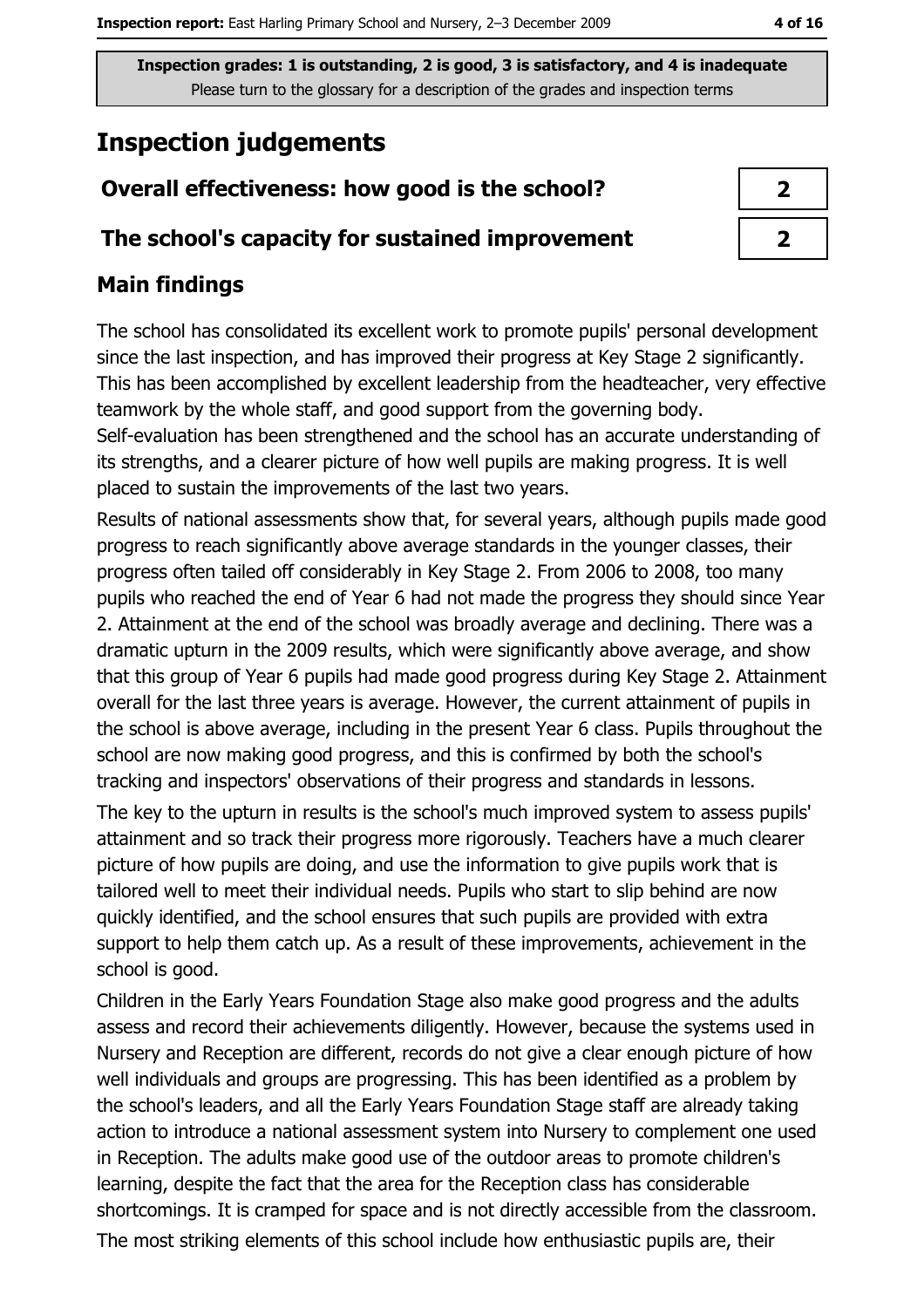Inspection grades: 1 is outstanding, 2 is good, 3 is satisfactory, and 4 is inadequate
Please turn to the glossary for a description of the grades and inspection terms

# Inspection judgements

| Overall effectiveness: how good is the school? | 2 |
|---|---|
| The school's capacity for sustained improvement | 2 |

## Main findings

The school has consolidated its excellent work to promote pupils' personal development since the last inspection, and has improved their progress at Key Stage 2 significantly. This has been accomplished by excellent leadership from the headteacher, very effective teamwork by the whole staff, and good support from the governing body. Self-evaluation has been strengthened and the school has an accurate understanding of its strengths, and a clearer picture of how well pupils are making progress. It is well placed to sustain the improvements of the last two years.

Results of national assessments show that, for several years, although pupils made good progress to reach significantly above average standards in the younger classes, their progress often tailed off considerably in Key Stage 2. From 2006 to 2008, too many pupils who reached the end of Year 6 had not made the progress they should since Year 2. Attainment at the end of the school was broadly average and declining. There was a dramatic upturn in the 2009 results, which were significantly above average, and show that this group of Year 6 pupils had made good progress during Key Stage 2. Attainment overall for the last three years is average. However, the current attainment of pupils in the school is above average, including in the present Year 6 class. Pupils throughout the school are now making good progress, and this is confirmed by both the school's tracking and inspectors' observations of their progress and standards in lessons.

The key to the upturn in results is the school's much improved system to assess pupils' attainment and so track their progress more rigorously. Teachers have a much clearer picture of how pupils are doing, and use the information to give pupils work that is tailored well to meet their individual needs. Pupils who start to slip behind are now quickly identified, and the school ensures that such pupils are provided with extra support to help them catch up. As a result of these improvements, achievement in the school is good.

Children in the Early Years Foundation Stage also make good progress and the adults assess and record their achievements diligently. However, because the systems used in Nursery and Reception are different, records do not give a clear enough picture of how well individuals and groups are progressing. This has been identified as a problem by the school's leaders, and all the Early Years Foundation Stage staff are already taking action to introduce a national assessment system into Nursery to complement one used in Reception. The adults make good use of the outdoor areas to promote children's learning, despite the fact that the area for the Reception class has considerable shortcomings. It is cramped for space and is not directly accessible from the classroom.

The most striking elements of this school include how enthusiastic pupils are, their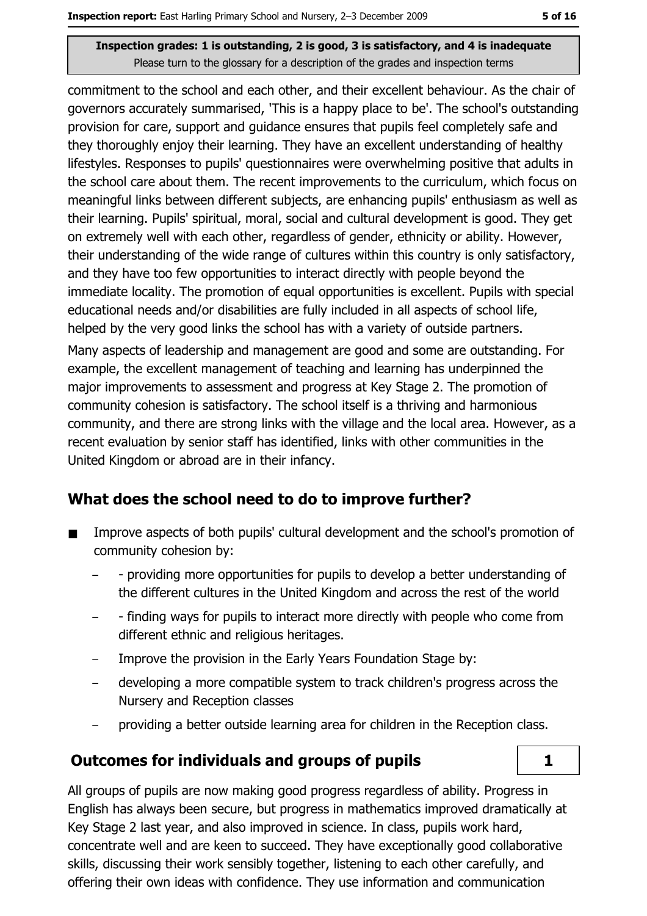Inspection grades: 1 is outstanding, 2 is good, 3 is satisfactory, and 4 is inadequate
Please turn to the glossary for a description of the grades and inspection terms

commitment to the school and each other, and their excellent behaviour. As the chair of governors accurately summarised, 'This is a happy place to be'. The school's outstanding provision for care, support and guidance ensures that pupils feel completely safe and they thoroughly enjoy their learning. They have an excellent understanding of healthy lifestyles. Responses to pupils' questionnaires were overwhelming positive that adults in the school care about them. The recent improvements to the curriculum, which focus on meaningful links between different subjects, are enhancing pupils' enthusiasm as well as their learning. Pupils' spiritual, moral, social and cultural development is good. They get on extremely well with each other, regardless of gender, ethnicity or ability. However, their understanding of the wide range of cultures within this country is only satisfactory, and they have too few opportunities to interact directly with people beyond the immediate locality. The promotion of equal opportunities is excellent. Pupils with special educational needs and/or disabilities are fully included in all aspects of school life, helped by the very good links the school has with a variety of outside partners.

Many aspects of leadership and management are good and some are outstanding. For example, the excellent management of teaching and learning has underpinned the major improvements to assessment and progress at Key Stage 2. The promotion of community cohesion is satisfactory. The school itself is a thriving and harmonious community, and there are strong links with the village and the local area. However, as a recent evaluation by senior staff has identified, links with other communities in the United Kingdom or abroad are in their infancy.

## What does the school need to do to improve further?

- Improve aspects of both pupils' cultural development and the school's promotion of community cohesion by:
  - - providing more opportunities for pupils to develop a better understanding of the different cultures in the United Kingdom and across the rest of the world
  - - finding ways for pupils to interact more directly with people who come from different ethnic and religious heritages.
  - Improve the provision in the Early Years Foundation Stage by:
  - developing a more compatible system to track children's progress across the Nursery and Reception classes
  - providing a better outside learning area for children in the Reception class.

## Outcomes for individuals and groups of pupils — 1

All groups of pupils are now making good progress regardless of ability. Progress in English has always been secure, but progress in mathematics improved dramatically at Key Stage 2 last year, and also improved in science. In class, pupils work hard, concentrate well and are keen to succeed. They have exceptionally good collaborative skills, discussing their work sensibly together, listening to each other carefully, and offering their own ideas with confidence. They use information and communication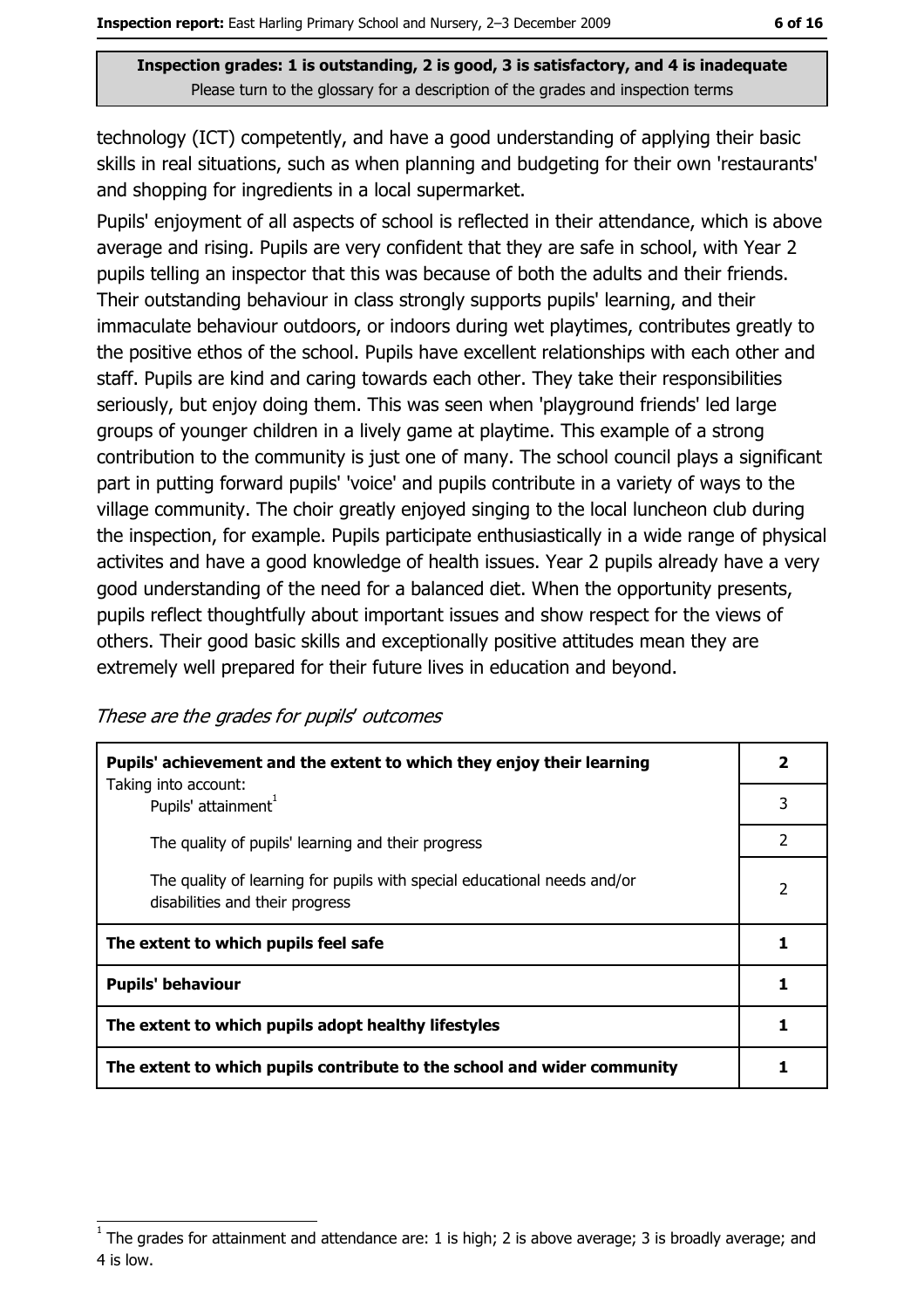Inspection grades: 1 is outstanding, 2 is good, 3 is satisfactory, and 4 is inadequate
Please turn to the glossary for a description of the grades and inspection terms

technology (ICT) competently, and have a good understanding of applying their basic skills in real situations, such as when planning and budgeting for their own 'restaurants' and shopping for ingredients in a local supermarket.

Pupils' enjoyment of all aspects of school is reflected in their attendance, which is above average and rising. Pupils are very confident that they are safe in school, with Year 2 pupils telling an inspector that this was because of both the adults and their friends. Their outstanding behaviour in class strongly supports pupils' learning, and their immaculate behaviour outdoors, or indoors during wet playtimes, contributes greatly to the positive ethos of the school. Pupils have excellent relationships with each other and staff. Pupils are kind and caring towards each other. They take their responsibilities seriously, but enjoy doing them. This was seen when 'playground friends' led large groups of younger children in a lively game at playtime. This example of a strong contribution to the community is just one of many. The school council plays a significant part in putting forward pupils' 'voice' and pupils contribute in a variety of ways to the village community. The choir greatly enjoyed singing to the local luncheon club during the inspection, for example. Pupils participate enthusiastically in a wide range of physical activites and have a good knowledge of health issues. Year 2 pupils already have a very good understanding of the need for a balanced diet. When the opportunity presents, pupils reflect thoughtfully about important issues and show respect for the views of others. Their good basic skills and exceptionally positive attitudes mean they are extremely well prepared for their future lives in education and beyond.

*These are the grades for pupils' outcomes*

| | |
|---|---|
| **Pupils' achievement and the extent to which they enjoy their learning** | **2** |
| Taking into account: Pupils' attainment[1] | 3 |
| The quality of pupils' learning and their progress | 2 |
| The quality of learning for pupils with special educational needs and/or disabilities and their progress | 2 |
| **The extent to which pupils feel safe** | **1** |
| **Pupils' behaviour** | **1** |
| **The extent to which pupils adopt healthy lifestyles** | **1** |
| **The extent to which pupils contribute to the school and wider community** | **1** |

[1] The grades for attainment and attendance are: 1 is high; 2 is above average; 3 is broadly average; and 4 is low.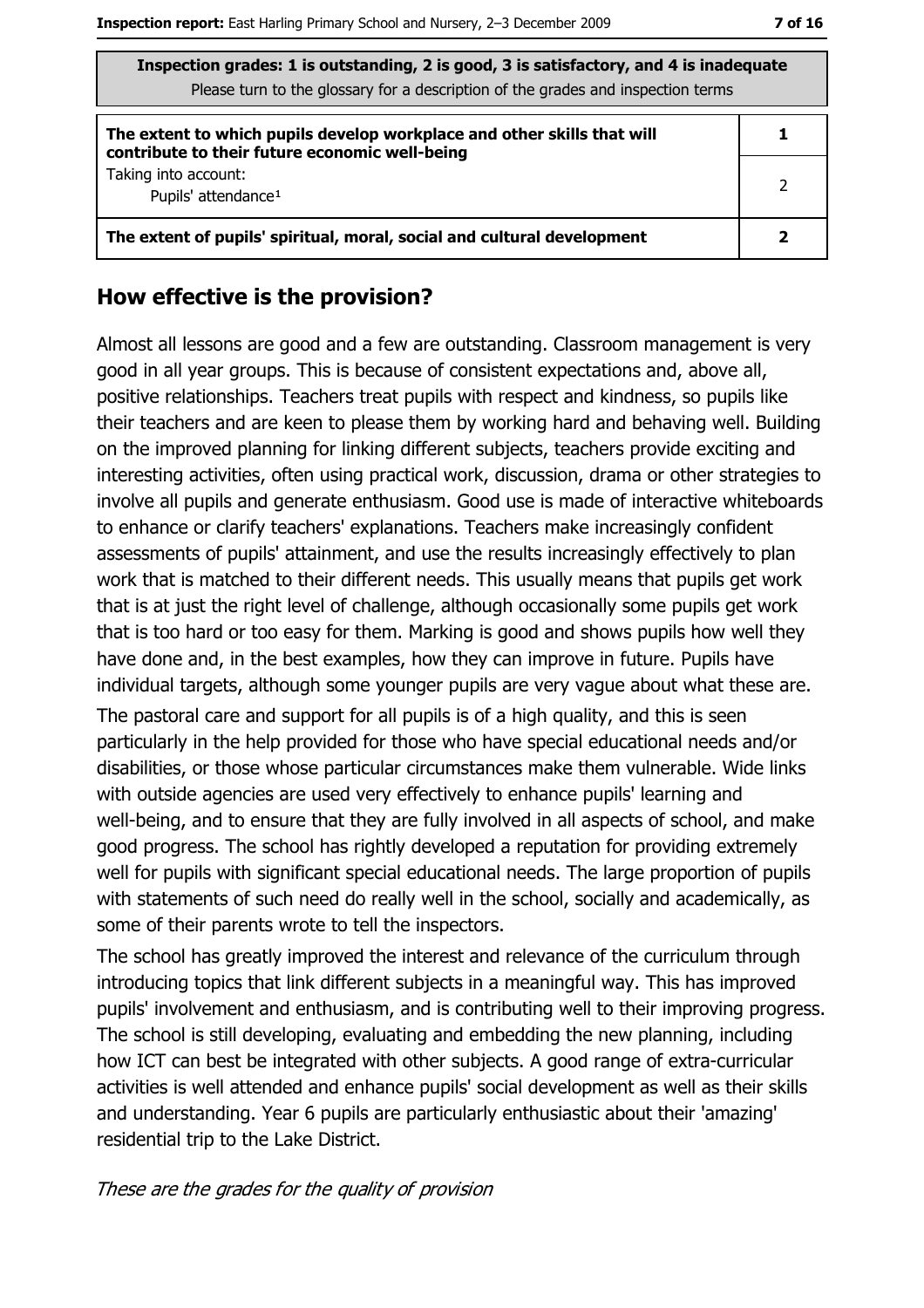| Inspection grades: 1 is outstanding, 2 is good, 3 is satisfactory, and 4 is inadequate<br>Please turn to the glossary for a description of the grades and inspection terms | |
|---|---|
| **The extent to which pupils develop workplace and other skills that will contribute to their future economic well-being** | **1** |
| Taking into account:<br>Pupils' attendance[1] | 2 |
| **The extent of pupils' spiritual, moral, social and cultural development** | **2** |

## How effective is the provision?

Almost all lessons are good and a few are outstanding. Classroom management is very good in all year groups. This is because of consistent expectations and, above all, positive relationships. Teachers treat pupils with respect and kindness, so pupils like their teachers and are keen to please them by working hard and behaving well. Building on the improved planning for linking different subjects, teachers provide exciting and interesting activities, often using practical work, discussion, drama or other strategies to involve all pupils and generate enthusiasm. Good use is made of interactive whiteboards to enhance or clarify teachers' explanations. Teachers make increasingly confident assessments of pupils' attainment, and use the results increasingly effectively to plan work that is matched to their different needs. This usually means that pupils get work that is at just the right level of challenge, although occasionally some pupils get work that is too hard or too easy for them. Marking is good and shows pupils how well they have done and, in the best examples, how they can improve in future. Pupils have individual targets, although some younger pupils are very vague about what these are.

The pastoral care and support for all pupils is of a high quality, and this is seen particularly in the help provided for those who have special educational needs and/or disabilities, or those whose particular circumstances make them vulnerable. Wide links with outside agencies are used very effectively to enhance pupils' learning and well-being, and to ensure that they are fully involved in all aspects of school, and make good progress. The school has rightly developed a reputation for providing extremely well for pupils with significant special educational needs. The large proportion of pupils with statements of such need do really well in the school, socially and academically, as some of their parents wrote to tell the inspectors.

The school has greatly improved the interest and relevance of the curriculum through introducing topics that link different subjects in a meaningful way. This has improved pupils' involvement and enthusiasm, and is contributing well to their improving progress. The school is still developing, evaluating and embedding the new planning, including how ICT can best be integrated with other subjects. A good range of extra-curricular activities is well attended and enhance pupils' social development as well as their skills and understanding. Year 6 pupils are particularly enthusiastic about their 'amazing' residential trip to the Lake District.

*These are the grades for the quality of provision*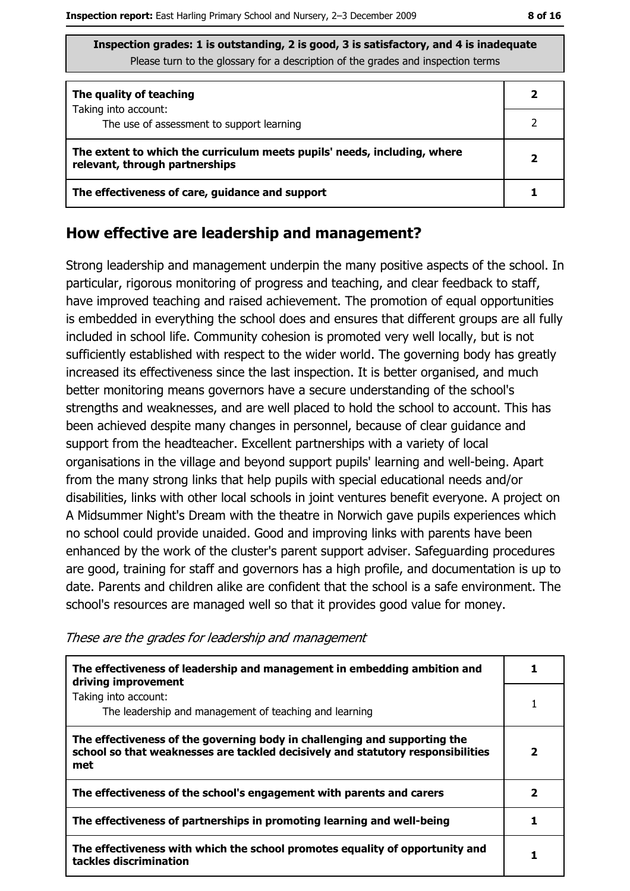**Inspection grades: 1 is outstanding, 2 is good, 3 is satisfactory, and 4 is inadequate**
Please turn to the glossary for a description of the grades and inspection terms

| | |
|---|---|
| **The quality of teaching** | **2** |
| Taking into account: The use of assessment to support learning | 2 |
| **The extent to which the curriculum meets pupils' needs, including, where relevant, through partnerships** | **2** |
| **The effectiveness of care, guidance and support** | **1** |

## How effective are leadership and management?

Strong leadership and management underpin the many positive aspects of the school. In particular, rigorous monitoring of progress and teaching, and clear feedback to staff, have improved teaching and raised achievement. The promotion of equal opportunities is embedded in everything the school does and ensures that different groups are all fully included in school life. Community cohesion is promoted very well locally, but is not sufficiently established with respect to the wider world. The governing body has greatly increased its effectiveness since the last inspection. It is better organised, and much better monitoring means governors have a secure understanding of the school's strengths and weaknesses, and are well placed to hold the school to account. This has been achieved despite many changes in personnel, because of clear guidance and support from the headteacher. Excellent partnerships with a variety of local organisations in the village and beyond support pupils' learning and well-being. Apart from the many strong links that help pupils with special educational needs and/or disabilities, links with other local schools in joint ventures benefit everyone. A project on A Midsummer Night's Dream with the theatre in Norwich gave pupils experiences which no school could provide unaided. Good and improving links with parents have been enhanced by the work of the cluster's parent support adviser. Safeguarding procedures are good, training for staff and governors has a high profile, and documentation is up to date. Parents and children alike are confident that the school is a safe environment. The school's resources are managed well so that it provides good value for money.

*These are the grades for leadership and management*

| | |
|---|---|
| **The effectiveness of leadership and management in embedding ambition and driving improvement** | **1** |
| Taking into account: The leadership and management of teaching and learning | 1 |
| **The effectiveness of the governing body in challenging and supporting the school so that weaknesses are tackled decisively and statutory responsibilities met** | **2** |
| **The effectiveness of the school's engagement with parents and carers** | **2** |
| **The effectiveness of partnerships in promoting learning and well-being** | **1** |
| **The effectiveness with which the school promotes equality of opportunity and tackles discrimination** | **1** |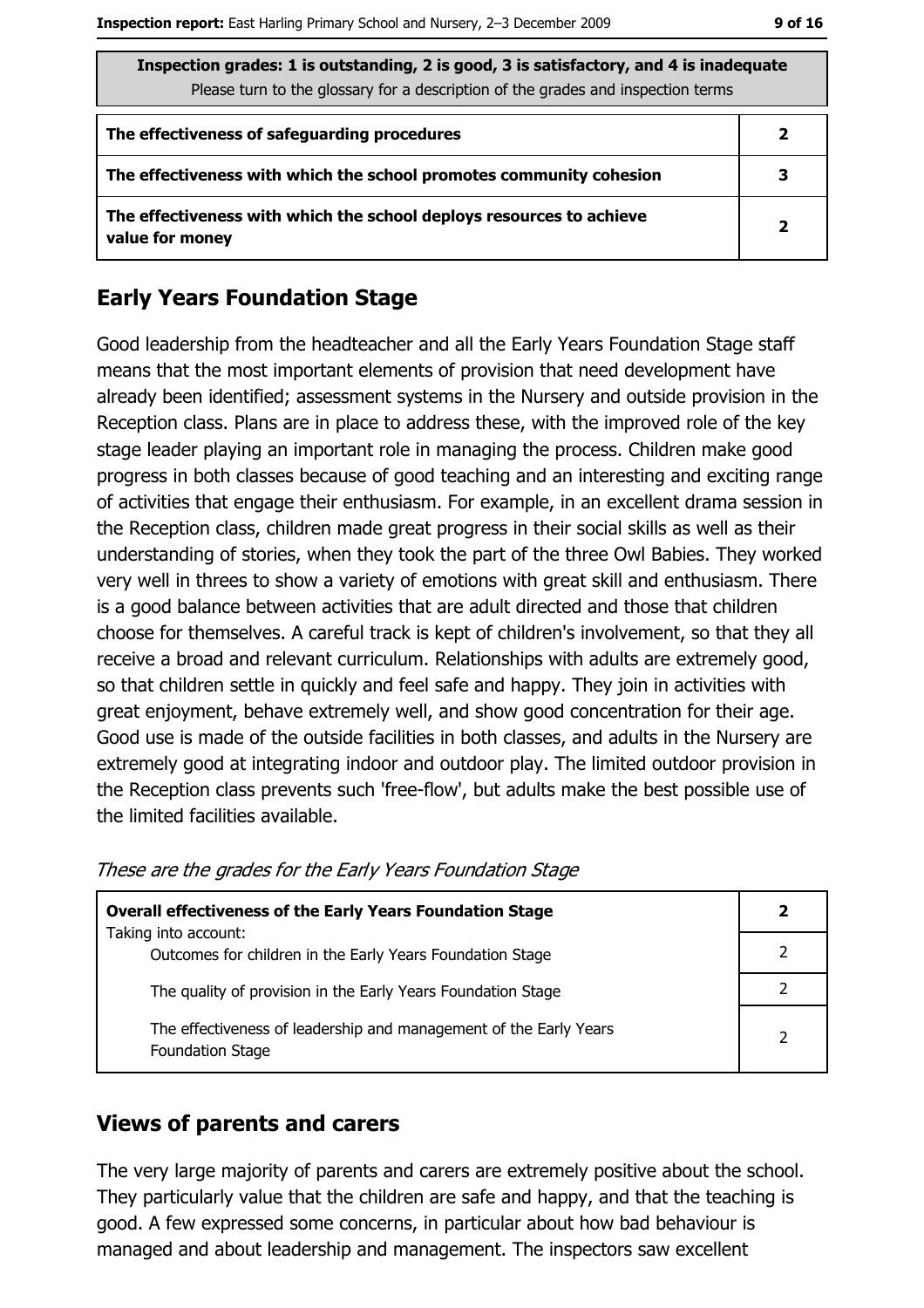| Inspection grades: 1 is outstanding, 2 is good, 3 is satisfactory, and 4 is inadequate<br>Please turn to the glossary for a description of the grades and inspection terms | |
|---|---|
| **The effectiveness of safeguarding procedures** | **2** |
| **The effectiveness with which the school promotes community cohesion** | **3** |
| **The effectiveness with which the school deploys resources to achieve value for money** | **2** |

## Early Years Foundation Stage

Good leadership from the headteacher and all the Early Years Foundation Stage staff means that the most important elements of provision that need development have already been identified; assessment systems in the Nursery and outside provision in the Reception class. Plans are in place to address these, with the improved role of the key stage leader playing an important role in managing the process. Children make good progress in both classes because of good teaching and an interesting and exciting range of activities that engage their enthusiasm. For example, in an excellent drama session in the Reception class, children made great progress in their social skills as well as their understanding of stories, when they took the part of the three Owl Babies. They worked very well in threes to show a variety of emotions with great skill and enthusiasm. There is a good balance between activities that are adult directed and those that children choose for themselves. A careful track is kept of children's involvement, so that they all receive a broad and relevant curriculum. Relationships with adults are extremely good, so that children settle in quickly and feel safe and happy. They join in activities with great enjoyment, behave extremely well, and show good concentration for their age. Good use is made of the outside facilities in both classes, and adults in the Nursery are extremely good at integrating indoor and outdoor play. The limited outdoor provision in the Reception class prevents such 'free-flow', but adults make the best possible use of the limited facilities available.

*These are the grades for the Early Years Foundation Stage*

| **Overall effectiveness of the Early Years Foundation Stage**<br>Taking into account: | **2** |
|---|---|
| Outcomes for children in the Early Years Foundation Stage | 2 |
| The quality of provision in the Early Years Foundation Stage | 2 |
| The effectiveness of leadership and management of the Early Years Foundation Stage | 2 |

## Views of parents and carers

The very large majority of parents and carers are extremely positive about the school. They particularly value that the children are safe and happy, and that the teaching is good. A few expressed some concerns, in particular about how bad behaviour is managed and about leadership and management. The inspectors saw excellent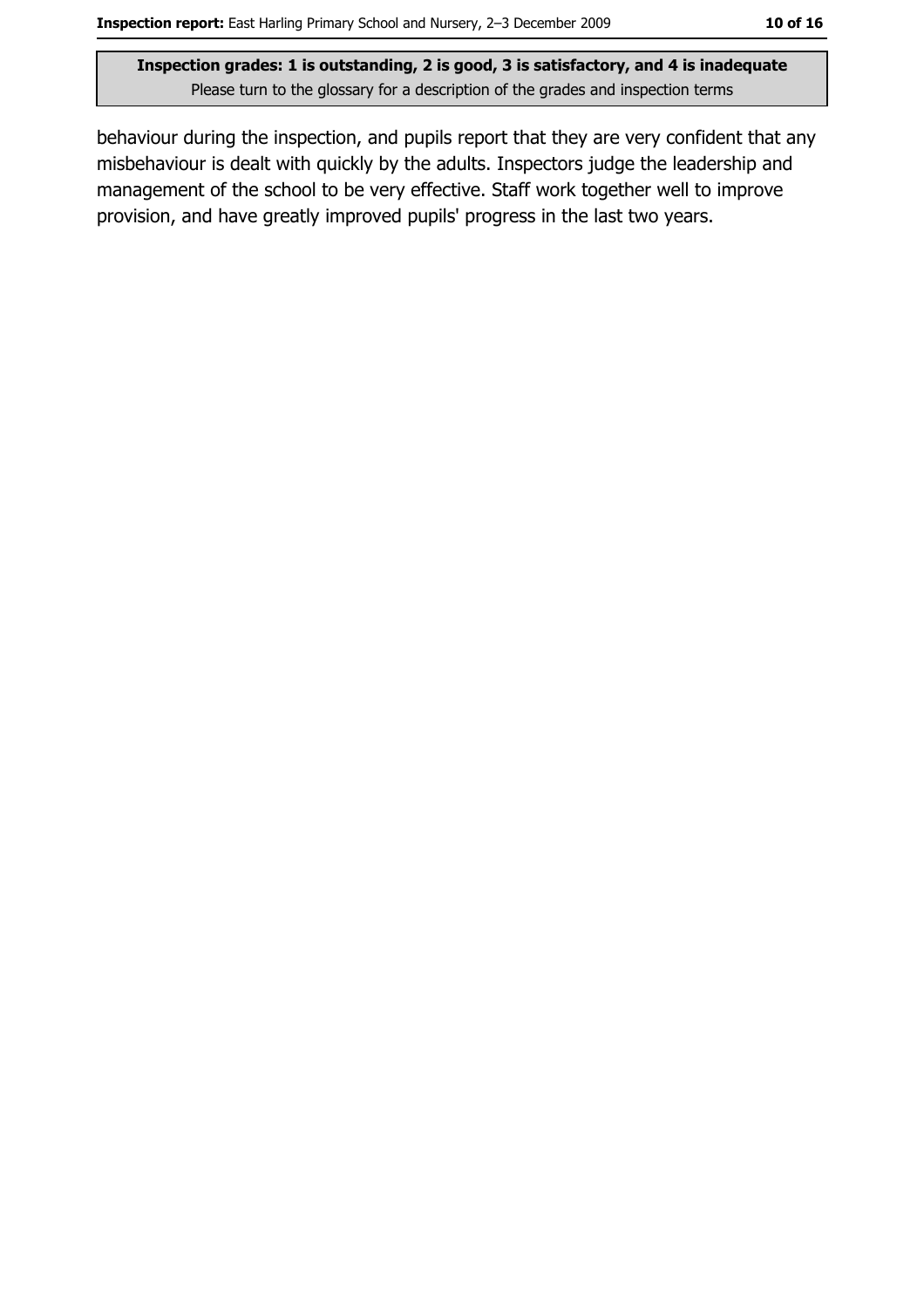behaviour during the inspection, and pupils report that they are very confident that any misbehaviour is dealt with quickly by the adults. Inspectors judge the leadership and management of the school to be very effective. Staff work together well to improve provision, and have greatly improved pupils' progress in the last two years.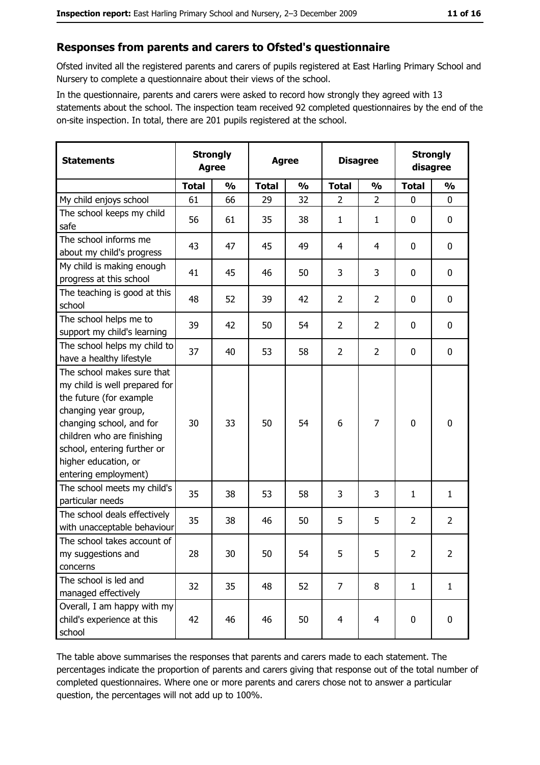## Responses from parents and carers to Ofsted's questionnaire

Ofsted invited all the registered parents and carers of pupils registered at East Harling Primary School and Nursery to complete a questionnaire about their views of the school.

In the questionnaire, parents and carers were asked to record how strongly they agreed with 13 statements about the school. The inspection team received 92 completed questionnaires by the end of the on-site inspection. In total, there are 201 pupils registered at the school.

| Statements | Strongly Agree | | Agree | | Disagree | | Strongly disagree | |
|---|---|---|---|---|---|---|---|---|
| | Total | % | Total | % | Total | % | Total | % |
| My child enjoys school | 61 | 66 | 29 | 32 | 2 | 2 | 0 | 0 |
| The school keeps my child safe | 56 | 61 | 35 | 38 | 1 | 1 | 0 | 0 |
| The school informs me about my child's progress | 43 | 47 | 45 | 49 | 4 | 4 | 0 | 0 |
| My child is making enough progress at this school | 41 | 45 | 46 | 50 | 3 | 3 | 0 | 0 |
| The teaching is good at this school | 48 | 52 | 39 | 42 | 2 | 2 | 0 | 0 |
| The school helps me to support my child's learning | 39 | 42 | 50 | 54 | 2 | 2 | 0 | 0 |
| The school helps my child to have a healthy lifestyle | 37 | 40 | 53 | 58 | 2 | 2 | 0 | 0 |
| The school makes sure that my child is well prepared for the future (for example changing year group, changing school, and for children who are finishing school, entering further or higher education, or entering employment) | 30 | 33 | 50 | 54 | 6 | 7 | 0 | 0 |
| The school meets my child's particular needs | 35 | 38 | 53 | 58 | 3 | 3 | 1 | 1 |
| The school deals effectively with unacceptable behaviour | 35 | 38 | 46 | 50 | 5 | 5 | 2 | 2 |
| The school takes account of my suggestions and concerns | 28 | 30 | 50 | 54 | 5 | 5 | 2 | 2 |
| The school is led and managed effectively | 32 | 35 | 48 | 52 | 7 | 8 | 1 | 1 |
| Overall, I am happy with my child's experience at this school | 42 | 46 | 46 | 50 | 4 | 4 | 0 | 0 |

The table above summarises the responses that parents and carers made to each statement. The percentages indicate the proportion of parents and carers giving that response out of the total number of completed questionnaires. Where one or more parents and carers chose not to answer a particular question, the percentages will not add up to 100%.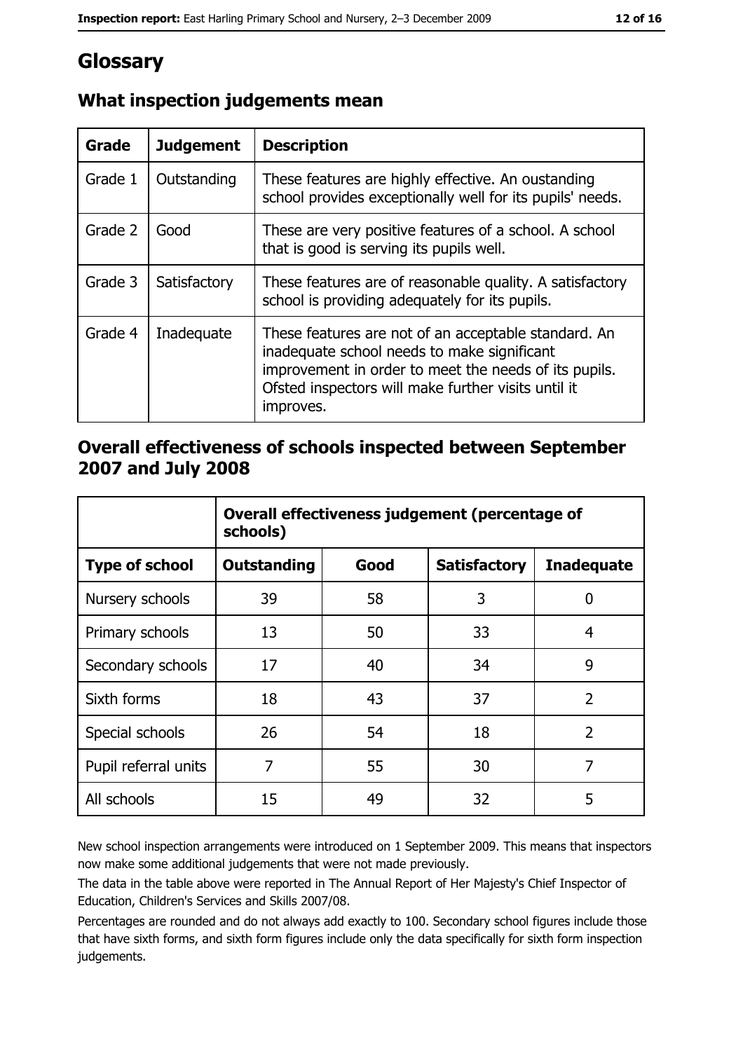# Glossary

## What inspection judgements mean

| Grade | Judgement | Description |
|---|---|---|
| Grade 1 | Outstanding | These features are highly effective. An oustanding school provides exceptionally well for its pupils' needs. |
| Grade 2 | Good | These are very positive features of a school. A school that is good is serving its pupils well. |
| Grade 3 | Satisfactory | These features are of reasonable quality. A satisfactory school is providing adequately for its pupils. |
| Grade 4 | Inadequate | These features are not of an acceptable standard. An inadequate school needs to make significant improvement in order to meet the needs of its pupils. Ofsted inspectors will make further visits until it improves. |

## Overall effectiveness of schools inspected between September 2007 and July 2008

| | Overall effectiveness judgement (percentage of schools) | | | |
|---|---|---|---|---|
| **Type of school** | **Outstanding** | **Good** | **Satisfactory** | **Inadequate** |
| Nursery schools | 39 | 58 | 3 | 0 |
| Primary schools | 13 | 50 | 33 | 4 |
| Secondary schools | 17 | 40 | 34 | 9 |
| Sixth forms | 18 | 43 | 37 | 2 |
| Special schools | 26 | 54 | 18 | 2 |
| Pupil referral units | 7 | 55 | 30 | 7 |
| All schools | 15 | 49 | 32 | 5 |

New school inspection arrangements were introduced on 1 September 2009. This means that inspectors now make some additional judgements that were not made previously.

The data in the table above were reported in The Annual Report of Her Majesty's Chief Inspector of Education, Children's Services and Skills 2007/08.

Percentages are rounded and do not always add exactly to 100. Secondary school figures include those that have sixth forms, and sixth form figures include only the data specifically for sixth form inspection judgements.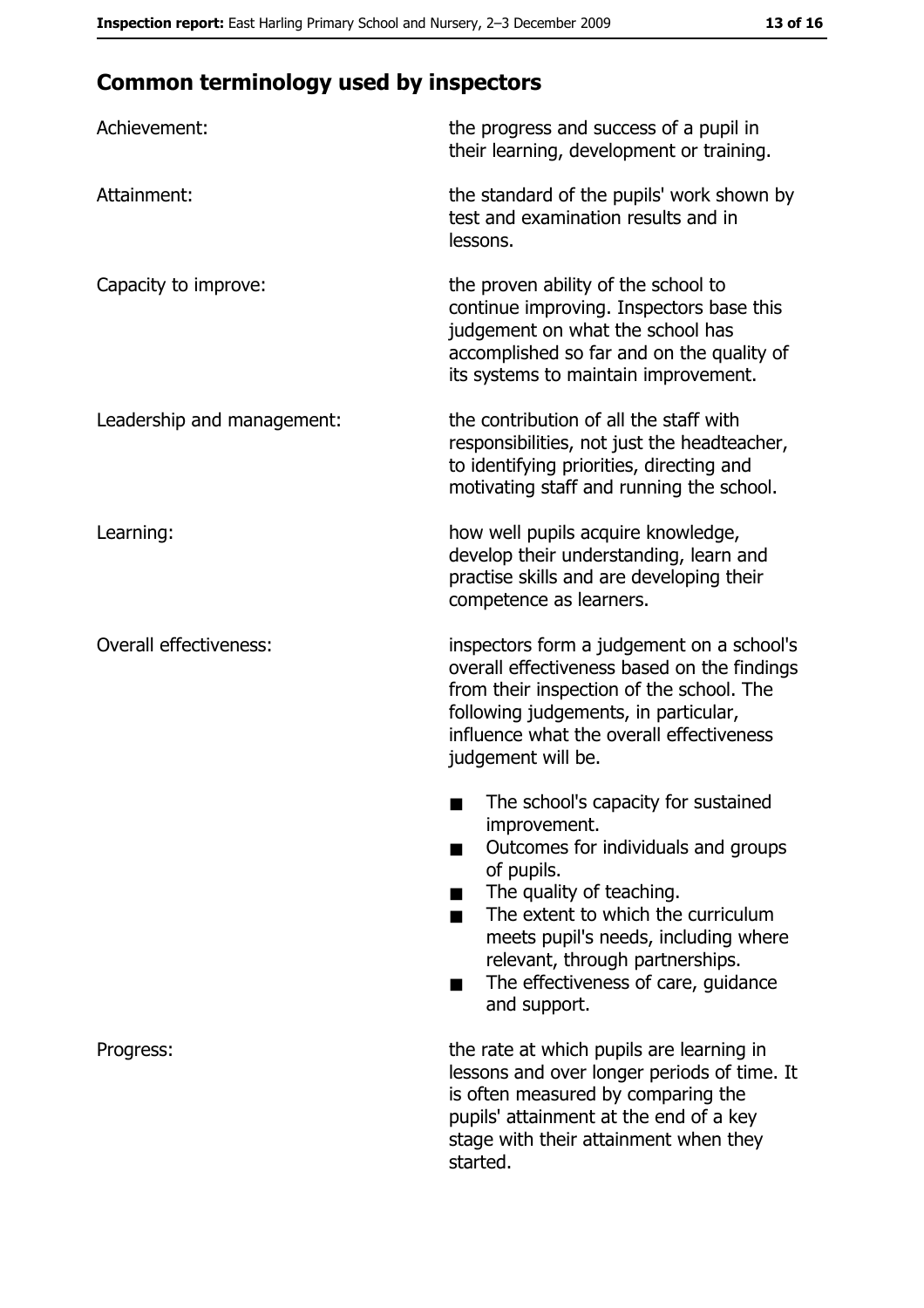## Common terminology used by inspectors

| | |
|---|---|
| Achievement: | the progress and success of a pupil in their learning, development or training. |
| Attainment: | the standard of the pupils' work shown by test and examination results and in lessons. |
| Capacity to improve: | the proven ability of the school to continue improving. Inspectors base this judgement on what the school has accomplished so far and on the quality of its systems to maintain improvement. |
| Leadership and management: | the contribution of all the staff with responsibilities, not just the headteacher, to identifying priorities, directing and motivating staff and running the school. |
| Learning: | how well pupils acquire knowledge, develop their understanding, learn and practise skills and are developing their competence as learners. |
| Overall effectiveness: | inspectors form a judgement on a school's overall effectiveness based on the findings from their inspection of the school. The following judgements, in particular, influence what the overall effectiveness judgement will be.<br>■ The school's capacity for sustained improvement.<br>■ Outcomes for individuals and groups of pupils.<br>■ The quality of teaching.<br>■ The extent to which the curriculum meets pupil's needs, including where relevant, through partnerships.<br>■ The effectiveness of care, guidance and support. |
| Progress: | the rate at which pupils are learning in lessons and over longer periods of time. It is often measured by comparing the pupils' attainment at the end of a key stage with their attainment when they started. |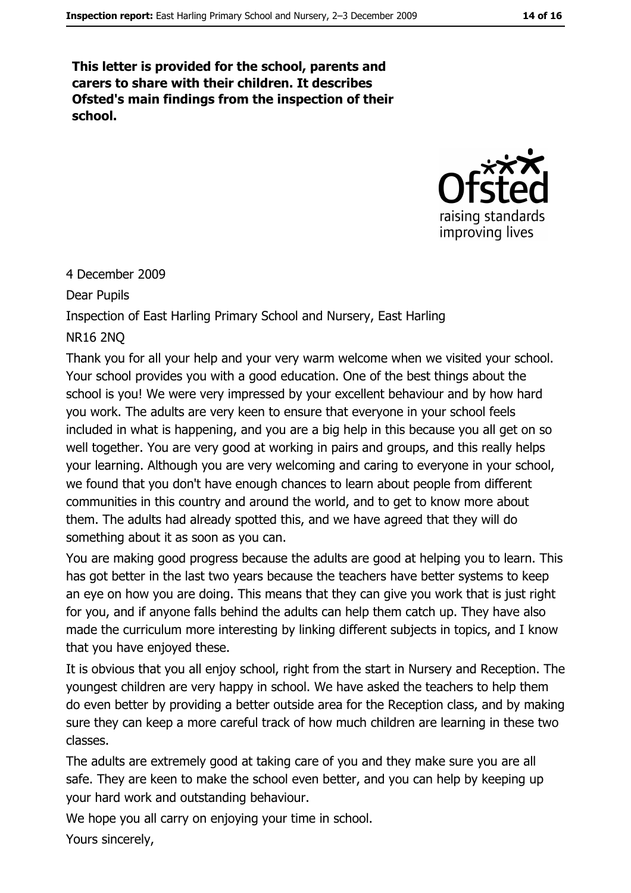**This letter is provided for the school, parents and carers to share with their children. It describes Ofsted's main findings from the inspection of their school.**

4 December 2009

Dear Pupils

Inspection of East Harling Primary School and Nursery, East Harling

NR16 2NQ

Thank you for all your help and your very warm welcome when we visited your school. Your school provides you with a good education. One of the best things about the school is you! We were very impressed by your excellent behaviour and by how hard you work. The adults are very keen to ensure that everyone in your school feels included in what is happening, and you are a big help in this because you all get on so well together. You are very good at working in pairs and groups, and this really helps your learning. Although you are very welcoming and caring to everyone in your school, we found that you don't have enough chances to learn about people from different communities in this country and around the world, and to get to know more about them. The adults had already spotted this, and we have agreed that they will do something about it as soon as you can.

You are making good progress because the adults are good at helping you to learn. This has got better in the last two years because the teachers have better systems to keep an eye on how you are doing. This means that they can give you work that is just right for you, and if anyone falls behind the adults can help them catch up. They have also made the curriculum more interesting by linking different subjects in topics, and I know that you have enjoyed these.

It is obvious that you all enjoy school, right from the start in Nursery and Reception. The youngest children are very happy in school. We have asked the teachers to help them do even better by providing a better outside area for the Reception class, and by making sure they can keep a more careful track of how much children are learning in these two classes.

The adults are extremely good at taking care of you and they make sure you are all safe. They are keen to make the school even better, and you can help by keeping up your hard work and outstanding behaviour.

We hope you all carry on enjoying your time in school.

Yours sincerely,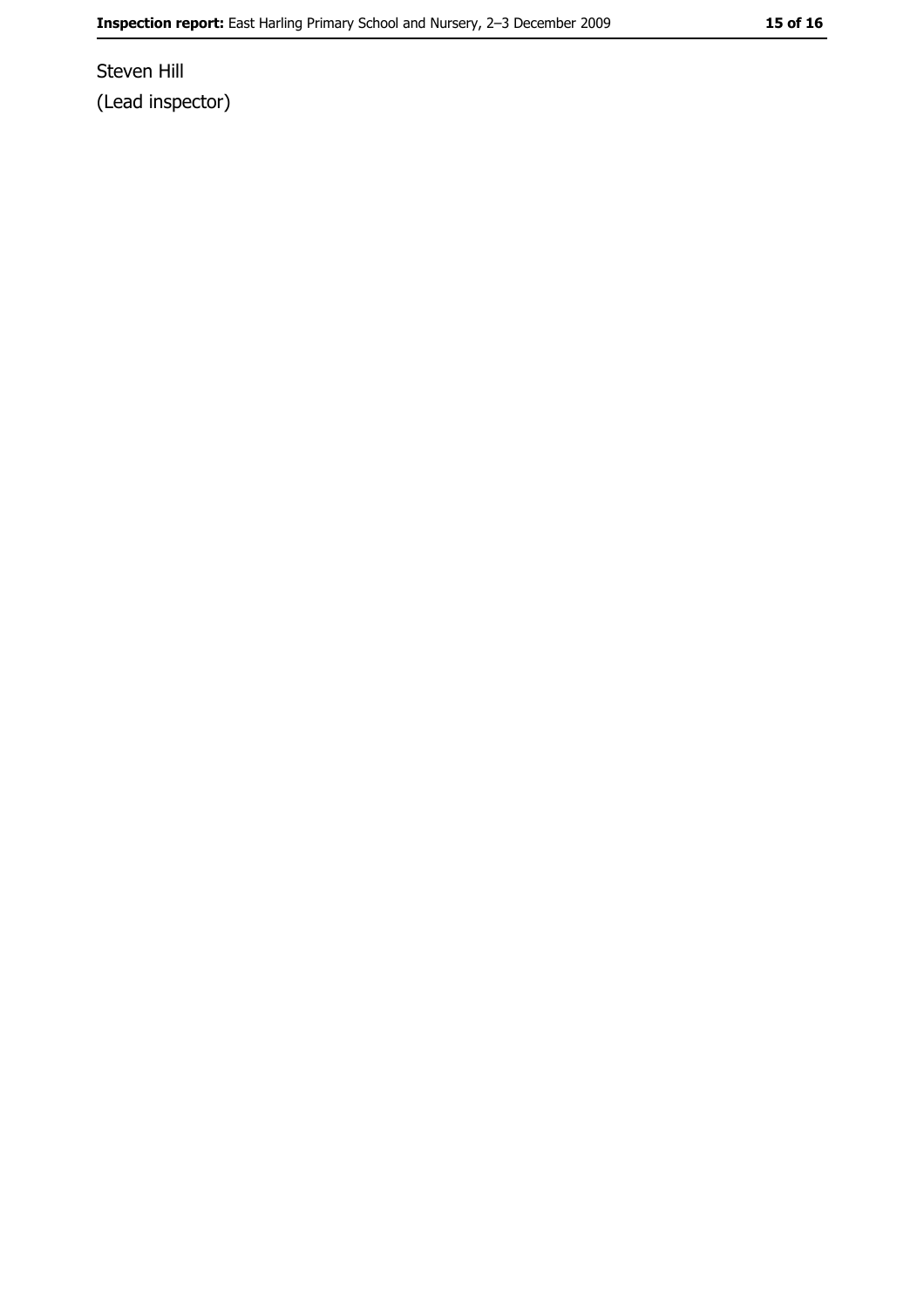Steven Hill
(Lead inspector)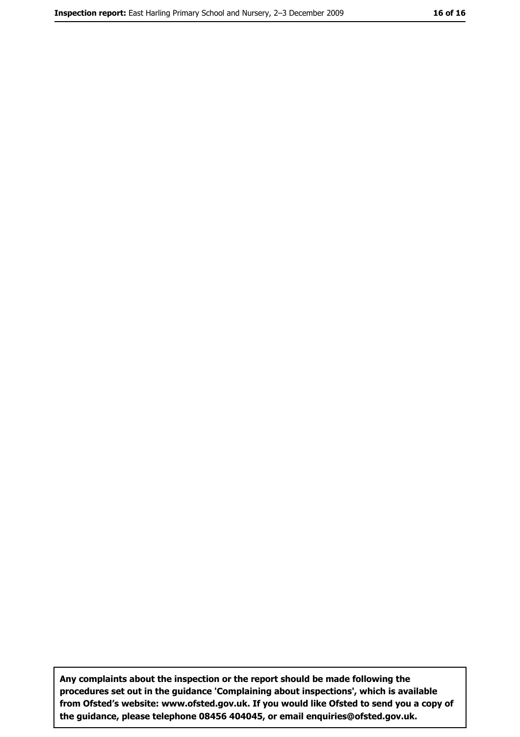**Any complaints about the inspection or the report should be made following the procedures set out in the guidance 'Complaining about inspections', which is available from Ofsted's website: www.ofsted.gov.uk. If you would like Ofsted to send you a copy of the guidance, please telephone 08456 404045, or email enquiries@ofsted.gov.uk.**